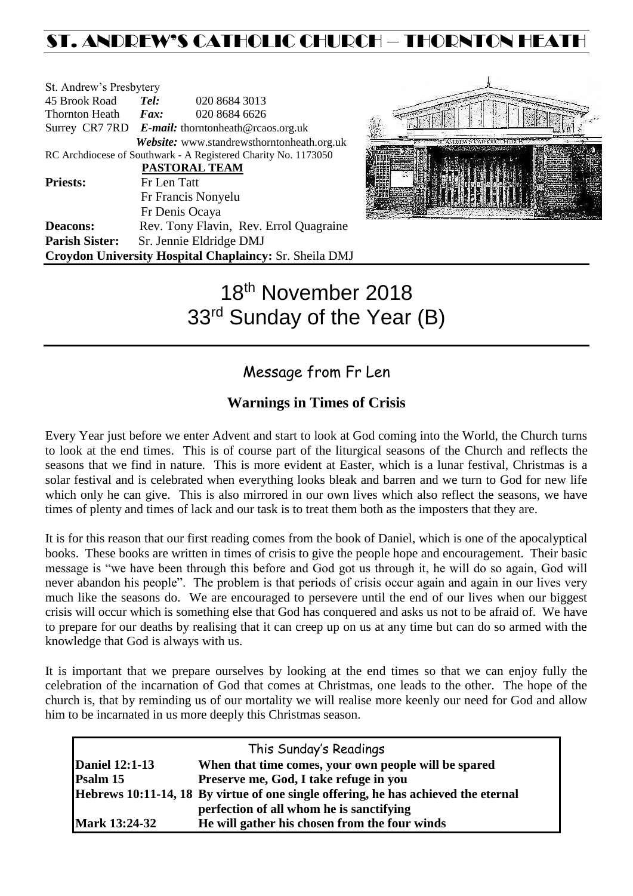# ST. ANDREW'S CATHOLIC CHURCH – THORNTON HEATH

St. Andrew's Presbytery
45 Brook Road *Tel:* 020 8684 3013
Thornton Heath *Fax:* 020 8684 6626
Surrey CR7 7RD *E-mail:* thorntonheath@rcaos.org.uk
*Website:* www.standrewsthorntonheath.org.uk
RC Archdiocese of Southwark - A Registered Charity No. 1173050

**PASTORAL TEAM**

**Priests:** Fr Len Tatt
Fr Francis Nonyelu
Fr Denis Ocaya

**Deacons:** Rev. Tony Flavin, Rev. Errol Quagraine

**Parish Sister:** Sr. Jennie Eldridge DMJ

**Croydon University Hospital Chaplaincy:** Sr. Sheila DMJ

# 18th November 2018
# 33rd Sunday of the Year (B)

## Message from Fr Len

### Warnings in Times of Crisis

Every Year just before we enter Advent and start to look at God coming into the World, the Church turns to look at the end times. This is of course part of the liturgical seasons of the Church and reflects the seasons that we find in nature. This is more evident at Easter, which is a lunar festival, Christmas is a solar festival and is celebrated when everything looks bleak and barren and we turn to God for new life which only he can give. This is also mirrored in our own lives which also reflect the seasons, we have times of plenty and times of lack and our task is to treat them both as the imposters that they are.

It is for this reason that our first reading comes from the book of Daniel, which is one of the apocalyptical books. These books are written in times of crisis to give the people hope and encouragement. Their basic message is "we have been through this before and God got us through it, he will do so again, God will never abandon his people". The problem is that periods of crisis occur again and again in our lives very much like the seasons do. We are encouraged to persevere until the end of our lives when our biggest crisis will occur which is something else that God has conquered and asks us not to be afraid of. We have to prepare for our deaths by realising that it can creep up on us at any time but can do so armed with the knowledge that God is always with us.

It is important that we prepare ourselves by looking at the end times so that we can enjoy fully the celebration of the incarnation of God that comes at Christmas, one leads to the other. The hope of the church is, that by reminding us of our mortality we will realise more keenly our need for God and allow him to be incarnated in us more deeply this Christmas season.

| This Sunday's Readings | |
|---|---|
| **Daniel 12:1-13** | **When that time comes, your own people will be spared** |
| **Psalm 15** | **Preserve me, God, I take refuge in you** |
| **Hebrews 10:11-14, 18** | **By virtue of one single offering, he has achieved the eternal perfection of all whom he is sanctifying** |
| **Mark 13:24-32** | **He will gather his chosen from the four winds** |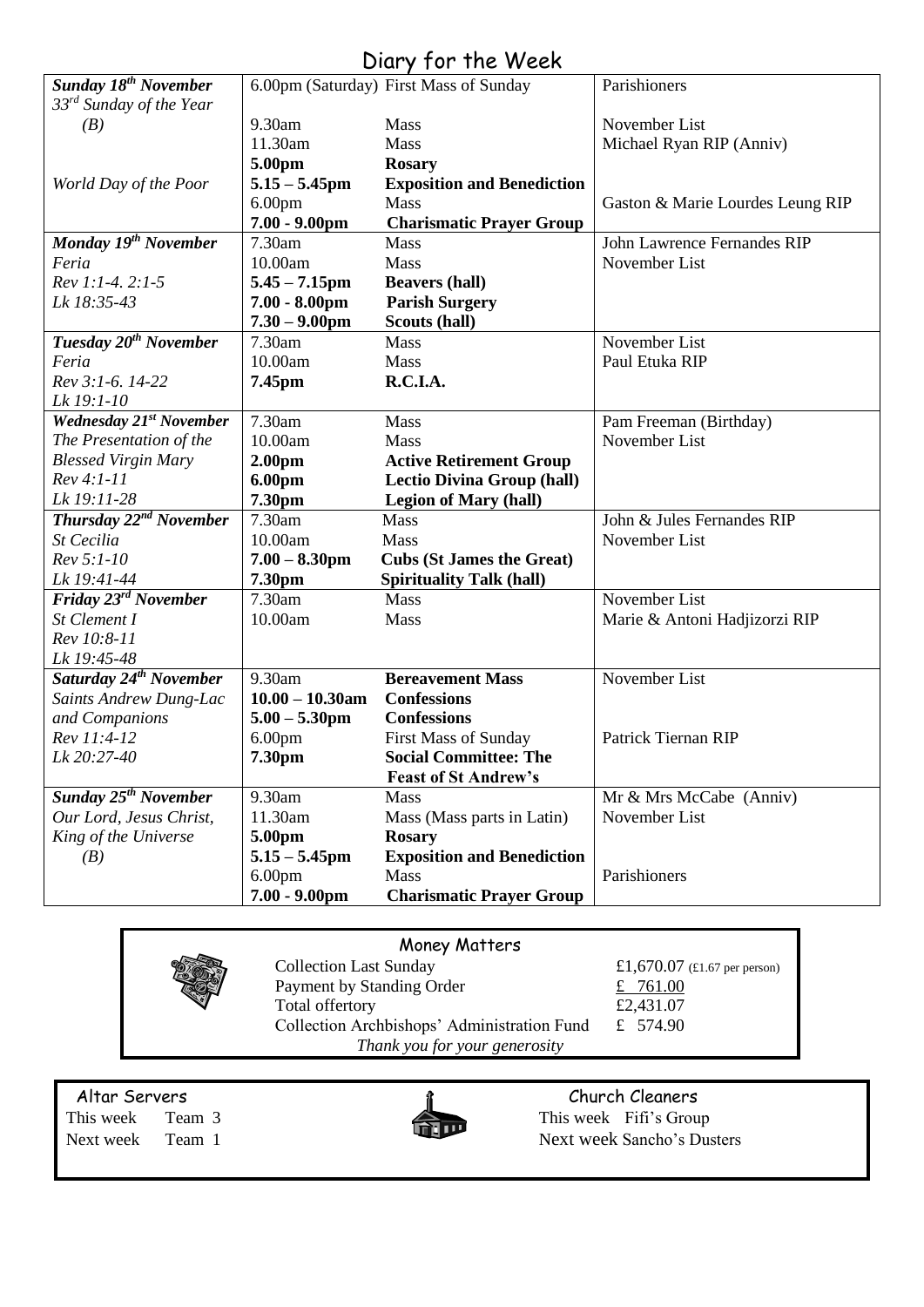# Diary for the Week

| | | | |
|---|---|---|---|
| ***Sunday 18th November*** *33rd Sunday of the Year (B)* | 6.00pm (Saturday) | First Mass of Sunday | Parishioners |
| | 9.30am | Mass | November List |
| | 11.30am | Mass | Michael Ryan RIP (Anniv) |
| | **5.00pm** | **Rosary** | |
| *World Day of the Poor* | **5.15 – 5.45pm** | **Exposition and Benediction** | |
| | 6.00pm | Mass | Gaston & Marie Lourdes Leung RIP |
| | **7.00 - 9.00pm** | **Charismatic Prayer Group** | |
| ***Monday 19th November*** | 7.30am | Mass | John Lawrence Fernandes RIP |
| *Feria* | 10.00am | Mass | November List |
| *Rev 1:1-4. 2:1-5* | **5.45 – 7.15pm** | **Beavers (hall)** | |
| *Lk 18:35-43* | **7.00 - 8.00pm** | **Parish Surgery** | |
| | **7.30 – 9.00pm** | **Scouts (hall)** | |
| ***Tuesday 20th November*** | 7.30am | Mass | November List |
| *Feria* | 10.00am | Mass | Paul Etuka RIP |
| *Rev 3:1-6. 14-22* | **7.45pm** | **R.C.I.A.** | |
| *Lk 19:1-10* | | | |
| ***Wednesday 21st November*** | 7.30am | Mass | Pam Freeman (Birthday) |
| *The Presentation of the* | 10.00am | Mass | November List |
| *Blessed Virgin Mary* | **2.00pm** | **Active Retirement Group** | |
| *Rev 4:1-11* | **6.00pm** | **Lectio Divina Group (hall)** | |
| *Lk 19:11-28* | **7.30pm** | **Legion of Mary (hall)** | |
| ***Thursday 22nd November*** | 7.30am | Mass | John & Jules Fernandes RIP |
| *St Cecilia* | 10.00am | Mass | November List |
| *Rev 5:1-10* | **7.00 – 8.30pm** | **Cubs (St James the Great)** | |
| *Lk 19:41-44* | **7.30pm** | **Spirituality Talk (hall)** | |
| ***Friday 23rd November*** | 7.30am | Mass | November List |
| *St Clement I* | 10.00am | Mass | Marie & Antoni Hadjizorzi RIP |
| *Rev 10:8-11* | | | |
| *Lk 19:45-48* | | | |
| ***Saturday 24th November*** | 9.30am | **Bereavement Mass** | November List |
| *Saints Andrew Dung-Lac* | **10.00 – 10.30am** | **Confessions** | |
| *and Companions* | **5.00 – 5.30pm** | **Confessions** | |
| *Rev 11:4-12* | 6.00pm | First Mass of Sunday | Patrick Tiernan RIP |
| *Lk 20:27-40* | **7.30pm** | **Social Committee: The Feast of St Andrew's** | |
| ***Sunday 25th November*** | 9.30am | Mass | Mr & Mrs McCabe (Anniv) |
| *Our Lord, Jesus Christ,* | 11.30am | Mass (Mass parts in Latin) | November List |
| *King of the Universe* | **5.00pm** | **Rosary** | |
| *(B)* | **5.15 – 5.45pm** | **Exposition and Benediction** | |
| | 6.00pm | Mass | Parishioners |
| | **7.00 - 9.00pm** | **Charismatic Prayer Group** | |

## Money Matters

| | |
|---|---|
| Collection Last Sunday | £1,670.07 (£1.67 per person) |
| Payment by Standing Order | £ 761.00 |
| Total offertory | £2,431.07 |
| Collection Archbishops' Administration Fund | £ 574.90 |

*Thank you for your generosity*

## Altar Servers

This week Team 3

Next week Team 1

## Church Cleaners

This week Fifi's Group

Next week Sancho's Dusters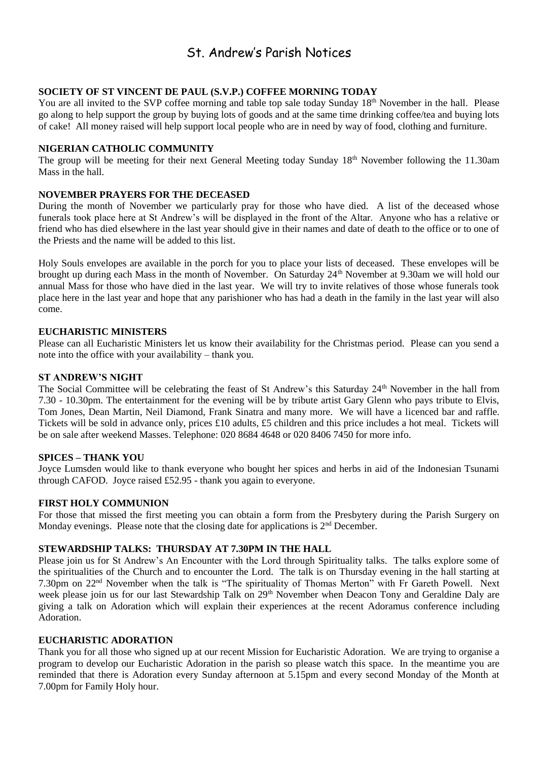# St. Andrew's Parish Notices

### SOCIETY OF ST VINCENT DE PAUL (S.V.P.) COFFEE MORNING TODAY

You are all invited to the SVP coffee morning and table top sale today Sunday 18th November in the hall. Please go along to help support the group by buying lots of goods and at the same time drinking coffee/tea and buying lots of cake! All money raised will help support local people who are in need by way of food, clothing and furniture.

### NIGERIAN CATHOLIC COMMUNITY

The group will be meeting for their next General Meeting today Sunday 18th November following the 11.30am Mass in the hall.

### NOVEMBER PRAYERS FOR THE DECEASED

During the month of November we particularly pray for those who have died. A list of the deceased whose funerals took place here at St Andrew's will be displayed in the front of the Altar. Anyone who has a relative or friend who has died elsewhere in the last year should give in their names and date of death to the office or to one of the Priests and the name will be added to this list.

Holy Souls envelopes are available in the porch for you to place your lists of deceased. These envelopes will be brought up during each Mass in the month of November. On Saturday 24th November at 9.30am we will hold our annual Mass for those who have died in the last year. We will try to invite relatives of those whose funerals took place here in the last year and hope that any parishioner who has had a death in the family in the last year will also come.

### EUCHARISTIC MINISTERS

Please can all Eucharistic Ministers let us know their availability for the Christmas period. Please can you send a note into the office with your availability – thank you.

### ST ANDREW'S NIGHT

The Social Committee will be celebrating the feast of St Andrew's this Saturday 24th November in the hall from 7.30 - 10.30pm. The entertainment for the evening will be by tribute artist Gary Glenn who pays tribute to Elvis, Tom Jones, Dean Martin, Neil Diamond, Frank Sinatra and many more. We will have a licenced bar and raffle. Tickets will be sold in advance only, prices £10 adults, £5 children and this price includes a hot meal. Tickets will be on sale after weekend Masses. Telephone: 020 8684 4648 or 020 8406 7450 for more info.

### SPICES – THANK YOU

Joyce Lumsden would like to thank everyone who bought her spices and herbs in aid of the Indonesian Tsunami through CAFOD. Joyce raised £52.95 - thank you again to everyone.

### FIRST HOLY COMMUNION

For those that missed the first meeting you can obtain a form from the Presbytery during the Parish Surgery on Monday evenings. Please note that the closing date for applications is 2nd December.

### STEWARDSHIP TALKS: THURSDAY AT 7.30PM IN THE HALL

Please join us for St Andrew's An Encounter with the Lord through Spirituality talks. The talks explore some of the spiritualities of the Church and to encounter the Lord. The talk is on Thursday evening in the hall starting at 7.30pm on 22nd November when the talk is "The spirituality of Thomas Merton" with Fr Gareth Powell. Next week please join us for our last Stewardship Talk on 29th November when Deacon Tony and Geraldine Daly are giving a talk on Adoration which will explain their experiences at the recent Adoramus conference including Adoration.

### EUCHARISTIC ADORATION

Thank you for all those who signed up at our recent Mission for Eucharistic Adoration. We are trying to organise a program to develop our Eucharistic Adoration in the parish so please watch this space. In the meantime you are reminded that there is Adoration every Sunday afternoon at 5.15pm and every second Monday of the Month at 7.00pm for Family Holy hour.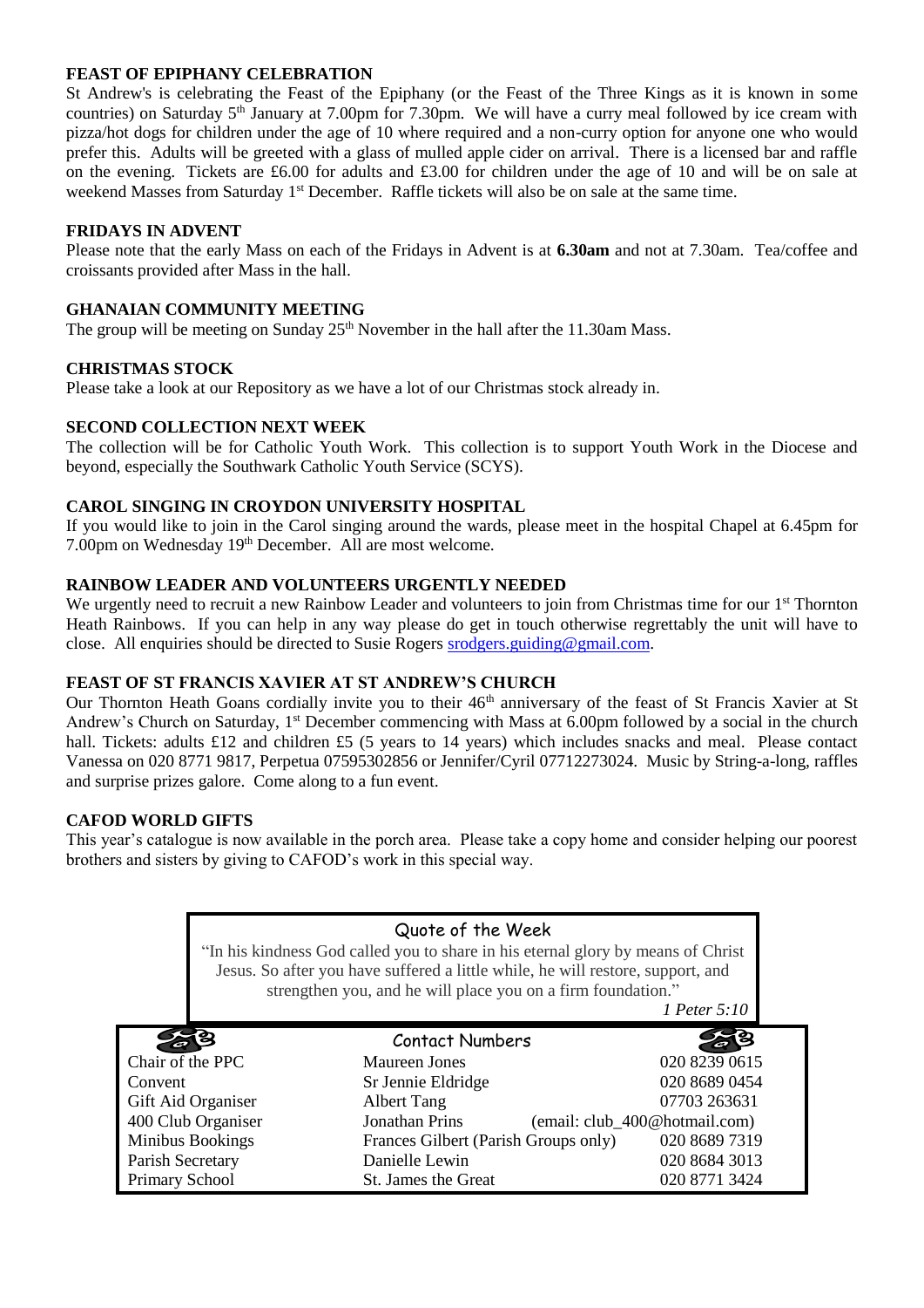## FEAST OF EPIPHANY CELEBRATION

St Andrew's is celebrating the Feast of the Epiphany (or the Feast of the Three Kings as it is known in some countries) on Saturday 5th January at 7.00pm for 7.30pm. We will have a curry meal followed by ice cream with pizza/hot dogs for children under the age of 10 where required and a non-curry option for anyone one who would prefer this. Adults will be greeted with a glass of mulled apple cider on arrival. There is a licensed bar and raffle on the evening. Tickets are £6.00 for adults and £3.00 for children under the age of 10 and will be on sale at weekend Masses from Saturday 1st December. Raffle tickets will also be on sale at the same time.

## FRIDAYS IN ADVENT

Please note that the early Mass on each of the Fridays in Advent is at **6.30am** and not at 7.30am. Tea/coffee and croissants provided after Mass in the hall.

## GHANAIAN COMMUNITY MEETING

The group will be meeting on Sunday 25th November in the hall after the 11.30am Mass.

## CHRISTMAS STOCK

Please take a look at our Repository as we have a lot of our Christmas stock already in.

## SECOND COLLECTION NEXT WEEK

The collection will be for Catholic Youth Work. This collection is to support Youth Work in the Diocese and beyond, especially the Southwark Catholic Youth Service (SCYS).

## CAROL SINGING IN CROYDON UNIVERSITY HOSPITAL

If you would like to join in the Carol singing around the wards, please meet in the hospital Chapel at 6.45pm for 7.00pm on Wednesday 19th December. All are most welcome.

## RAINBOW LEADER AND VOLUNTEERS URGENTLY NEEDED

We urgently need to recruit a new Rainbow Leader and volunteers to join from Christmas time for our 1st Thornton Heath Rainbows. If you can help in any way please do get in touch otherwise regrettably the unit will have to close. All enquiries should be directed to Susie Rogers srodgers.guiding@gmail.com.

## FEAST OF ST FRANCIS XAVIER AT ST ANDREW'S CHURCH

Our Thornton Heath Goans cordially invite you to their 46th anniversary of the feast of St Francis Xavier at St Andrew's Church on Saturday, 1st December commencing with Mass at 6.00pm followed by a social in the church hall. Tickets: adults £12 and children £5 (5 years to 14 years) which includes snacks and meal. Please contact Vanessa on 020 8771 9817, Perpetua 07595302856 or Jennifer/Cyril 07712273024. Music by String-a-long, raffles and surprise prizes galore. Come along to a fun event.

## CAFOD WORLD GIFTS

This year's catalogue is now available in the porch area. Please take a copy home and consider helping our poorest brothers and sisters by giving to CAFOD's work in this special way.

### Quote of the Week

"In his kindness God called you to share in his eternal glory by means of Christ Jesus. So after you have suffered a little while, he will restore, support, and strengthen you, and he will place you on a firm foundation."

*1 Peter 5:10*

### Contact Numbers

| | | |
|---|---|---|
| Chair of the PPC | Maureen Jones | 020 8239 0615 |
| Convent | Sr Jennie Eldridge | 020 8689 0454 |
| Gift Aid Organiser | Albert Tang | 07703 263631 |
| 400 Club Organiser | Jonathan Prins | (email: club_400@hotmail.com) |
| Minibus Bookings | Frances Gilbert (Parish Groups only) | 020 8689 7319 |
| Parish Secretary | Danielle Lewin | 020 8684 3013 |
| Primary School | St. James the Great | 020 8771 3424 |